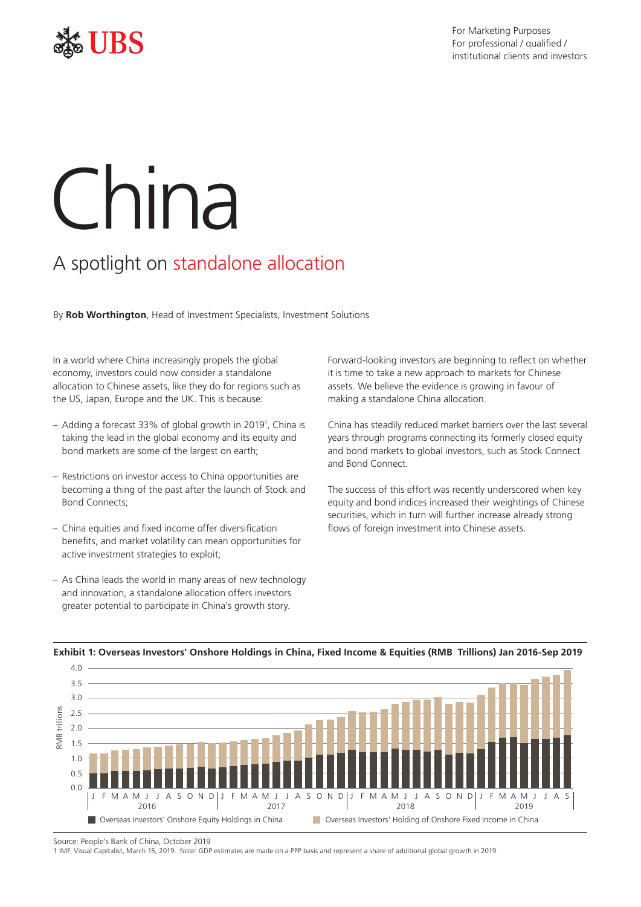For Marketing Purposes
For professional / qualified / institutional clients and investors

# China

## A spotlight on standalone allocation

By **Rob Worthington**, Head of Investment Specialists, Investment Solutions

In a world where China increasingly propels the global economy, investors could now consider a standalone allocation to Chinese assets, like they do for regions such as the US, Japan, Europe and the UK. This is because:

- Adding a forecast 33% of global growth in 2019[1], China is taking the lead in the global economy and its equity and bond markets are some of the largest on earth;
- Restrictions on investor access to China opportunities are becoming a thing of the past after the launch of Stock and Bond Connects;
- China equities and fixed income offer diversification benefits, and market volatility can mean opportunities for active investment strategies to exploit;
- As China leads the world in many areas of new technology and innovation, a standalone allocation offers investors greater potential to participate in China's growth story.

Forward-looking investors are beginning to reflect on whether it is time to take a new approach to markets for Chinese assets. We believe the evidence is growing in favour of making a standalone China allocation.

China has steadily reduced market barriers over the last several years through programs connecting its formerly closed equity and bond markets to global investors, such as Stock Connect and Bond Connect.

The success of this effort was recently underscored when key equity and bond indices increased their weightings of Chinese securities, which in turn will further increase already strong flows of foreign investment into Chinese assets.

**Exhibit 1: Overseas Investors' Onshore Holdings in China, Fixed Income & Equities (RMB Trillions) Jan 2016-Sep 2019**

Legend: Overseas Investors' Onshore Equity Holdings in China; Overseas Investors' Holding of Onshore Fixed Income in China

Source: People's Bank of China, October 2019

1 IMF, Visual Capitalist, March 15, 2019. Note: GDP estimates are made on a PPP basis and represent a share of additional global growth in 2019.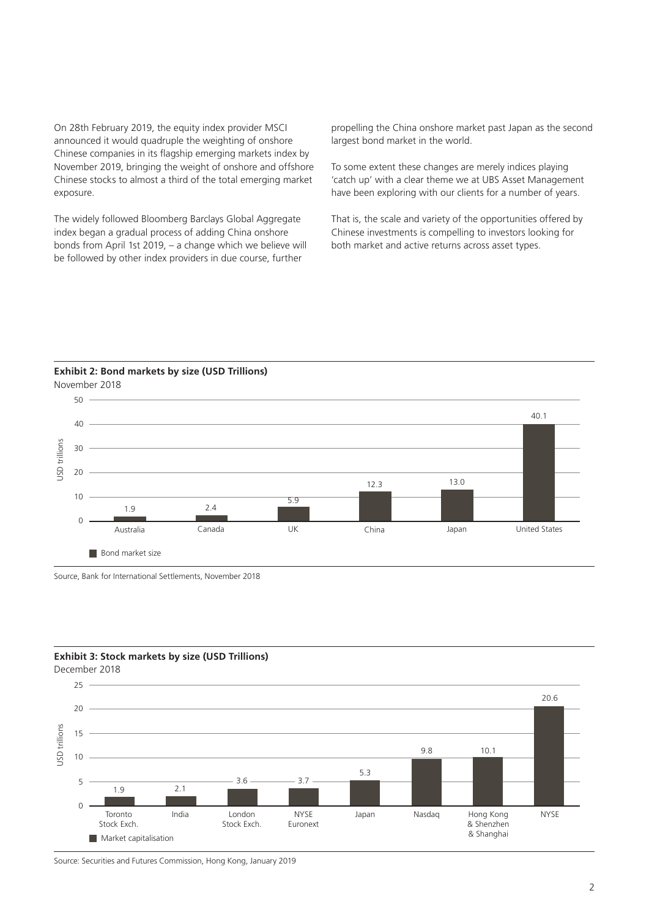On 28th February 2019, the equity index provider MSCI announced it would quadruple the weighting of onshore Chinese companies in its flagship emerging markets index by November 2019, bringing the weight of onshore and offshore Chinese stocks to almost a third of the total emerging market exposure.

The widely followed Bloomberg Barclays Global Aggregate index began a gradual process of adding China onshore bonds from April 1st 2019, – a change which we believe will be followed by other index providers in due course, further propelling the China onshore market past Japan as the second largest bond market in the world.

To some extent these changes are merely indices playing 'catch up' with a clear theme we at UBS Asset Management have been exploring with our clients for a number of years.

That is, the scale and variety of the opportunities offered by Chinese investments is compelling to investors looking for both market and active returns across asset types.

**Exhibit 2: Bond markets by size (USD Trillions)**
November 2018

| Country | Bond market size (USD trillions) |
|---|---|
| Australia | 1.9 |
| Canada | 2.4 |
| UK | 5.9 |
| China | 12.3 |
| Japan | 13.0 |
| United States | 40.1 |

Source, Bank for International Settlements, November 2018

**Exhibit 3: Stock markets by size (USD Trillions)**
December 2018

| Exchange | Market capitalisation (USD trillions) |
|---|---|
| Toronto Stock Exch. | 1.9 |
| India | 2.1 |
| London Stock Exch. | 3.6 |
| NYSE Euronext | 3.7 |
| Japan | 5.3 |
| Nasdaq | 9.8 |
| Hong Kong & Shenzhen & Shanghai | 10.1 |
| NYSE | 20.6 |

Source: Securities and Futures Commission, Hong Kong, January 2019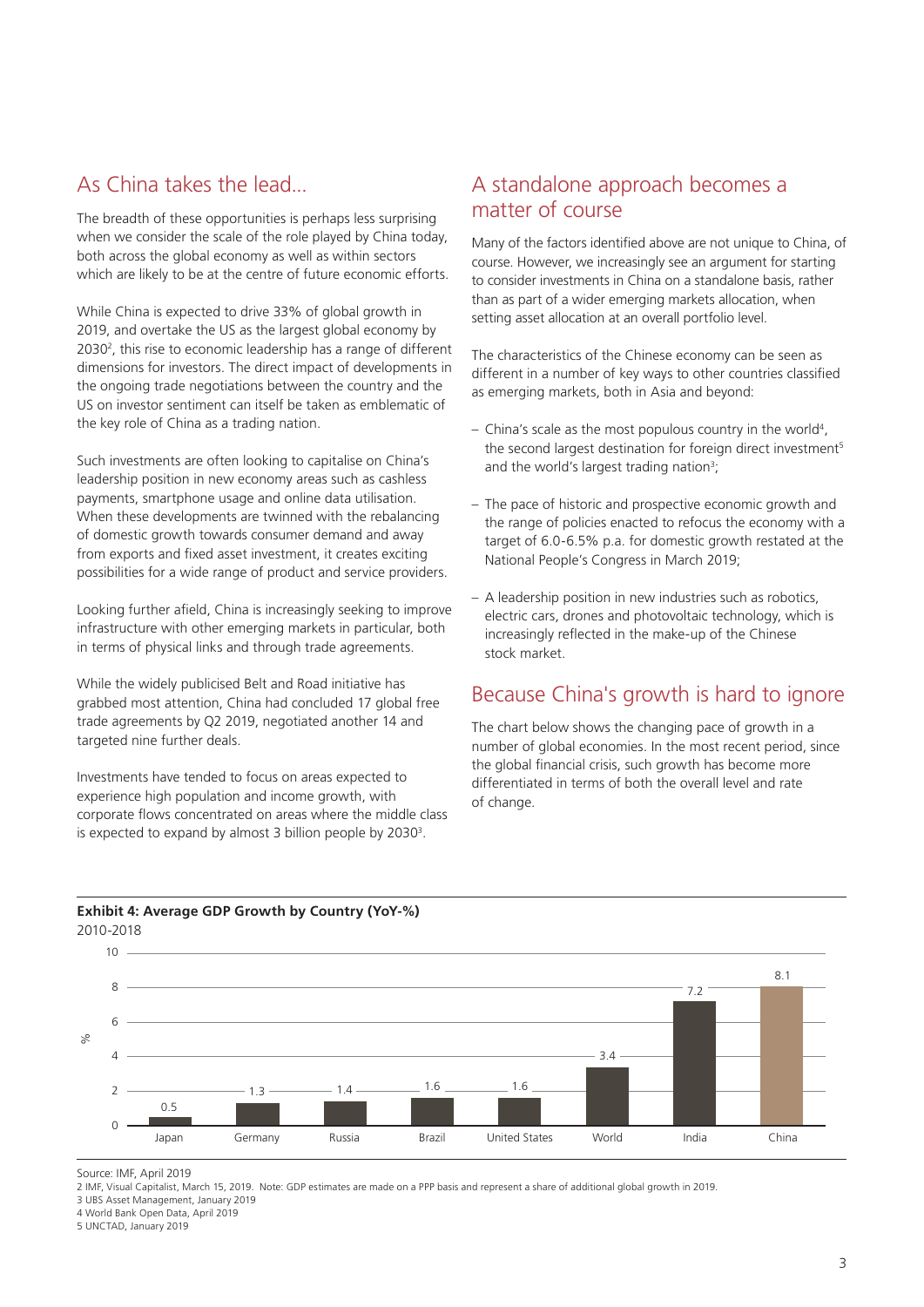## As China takes the lead…

The breadth of these opportunities is perhaps less surprising when we consider the scale of the role played by China today, both across the global economy as well as within sectors which are likely to be at the centre of future economic efforts.

While China is expected to drive 33% of global growth in 2019, and overtake the US as the largest global economy by 2030[2], this rise to economic leadership has a range of different dimensions for investors. The direct impact of developments in the ongoing trade negotiations between the country and the US on investor sentiment can itself be taken as emblematic of the key role of China as a trading nation.

Such investments are often looking to capitalise on China's leadership position in new economy areas such as cashless payments, smartphone usage and online data utilisation. When these developments are twinned with the rebalancing of domestic growth towards consumer demand and away from exports and fixed asset investment, it creates exciting possibilities for a wide range of product and service providers.

Looking further afield, China is increasingly seeking to improve infrastructure with other emerging markets in particular, both in terms of physical links and through trade agreements.

While the widely publicised Belt and Road initiative has grabbed most attention, China had concluded 17 global free trade agreements by Q2 2019, negotiated another 14 and targeted nine further deals.

Investments have tended to focus on areas expected to experience high population and income growth, with corporate flows concentrated on areas where the middle class is expected to expand by almost 3 billion people by 2030[3].

## A standalone approach becomes a matter of course

Many of the factors identified above are not unique to China, of course. However, we increasingly see an argument for starting to consider investments in China on a standalone basis, rather than as part of a wider emerging markets allocation, when setting asset allocation at an overall portfolio level.

The characteristics of the Chinese economy can be seen as different in a number of key ways to other countries classified as emerging markets, both in Asia and beyond:

- China's scale as the most populous country in the world[4], the second largest destination for foreign direct investment[5] and the world's largest trading nation[3];
- The pace of historic and prospective economic growth and the range of policies enacted to refocus the economy with a target of 6.0-6.5% p.a. for domestic growth restated at the National People's Congress in March 2019;
- A leadership position in new industries such as robotics, electric cars, drones and photovoltaic technology, which is increasingly reflected in the make-up of the Chinese stock market.

## Because China's growth is hard to ignore

The chart below shows the changing pace of growth in a number of global economies. In the most recent period, since the global financial crisis, such growth has become more differentiated in terms of both the overall level and rate of change.

**Exhibit 4: Average GDP Growth by Country (YoY-%)**
2010-2018

| Country | % |
|---|---|
| Japan | 0.5 |
| Germany | 1.3 |
| Russia | 1.4 |
| Brazil | 1.6 |
| United States | 1.6 |
| World | 3.4 |
| India | 7.2 |
| China | 8.1 |

Source: IMF, April 2019

2 IMF, Visual Capitalist, March 15, 2019. Note: GDP estimates are made on a PPP basis and represent a share of additional global growth in 2019.
3 UBS Asset Management, January 2019
4 World Bank Open Data, April 2019
5 UNCTAD, January 2019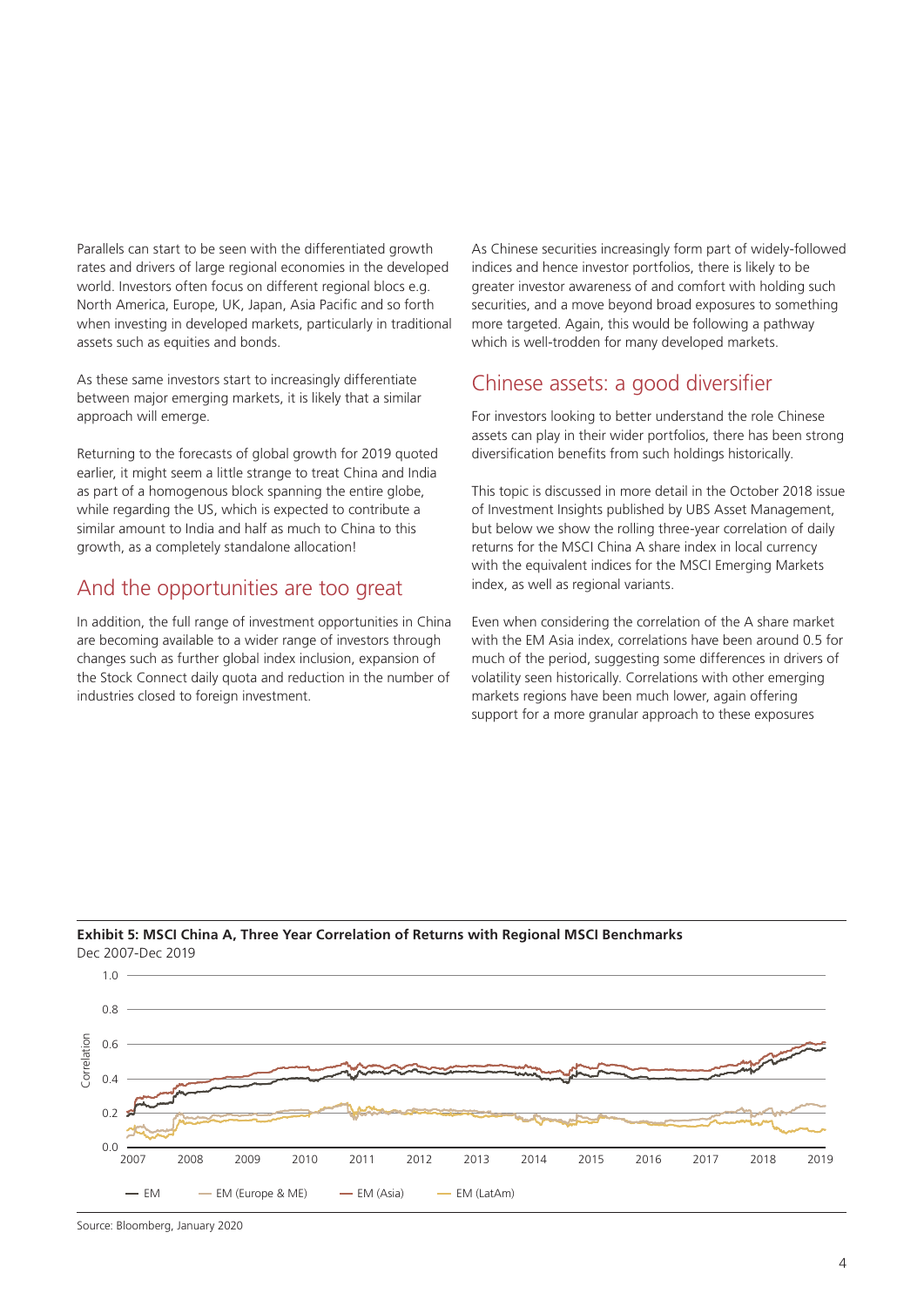Parallels can start to be seen with the differentiated growth rates and drivers of large regional economies in the developed world. Investors often focus on different regional blocs e.g. North America, Europe, UK, Japan, Asia Pacific and so forth when investing in developed markets, particularly in traditional assets such as equities and bonds.

As these same investors start to increasingly differentiate between major emerging markets, it is likely that a similar approach will emerge.

Returning to the forecasts of global growth for 2019 quoted earlier, it might seem a little strange to treat China and India as part of a homogenous block spanning the entire globe, while regarding the US, which is expected to contribute a similar amount to India and half as much to China to this growth, as a completely standalone allocation!

## And the opportunities are too great

In addition, the full range of investment opportunities in China are becoming available to a wider range of investors through changes such as further global index inclusion, expansion of the Stock Connect daily quota and reduction in the number of industries closed to foreign investment.

As Chinese securities increasingly form part of widely-followed indices and hence investor portfolios, there is likely to be greater investor awareness of and comfort with holding such securities, and a move beyond broad exposures to something more targeted. Again, this would be following a pathway which is well-trodden for many developed markets.

## Chinese assets: a good diversifier

For investors looking to better understand the role Chinese assets can play in their wider portfolios, there has been strong diversification benefits from such holdings historically.

This topic is discussed in more detail in the October 2018 issue of Investment Insights published by UBS Asset Management, but below we show the rolling three-year correlation of daily returns for the MSCI China A share index in local currency with the equivalent indices for the MSCI Emerging Markets index, as well as regional variants.

Even when considering the correlation of the A share market with the EM Asia index, correlations have been around 0.5 for much of the period, suggesting some differences in drivers of volatility seen historically. Correlations with other emerging markets regions have been much lower, again offering support for a more granular approach to these exposures

**Exhibit 5: MSCI China A, Three Year Correlation of Returns with Regional MSCI Benchmarks**
Dec 2007-Dec 2019

Source: Bloomberg, January 2020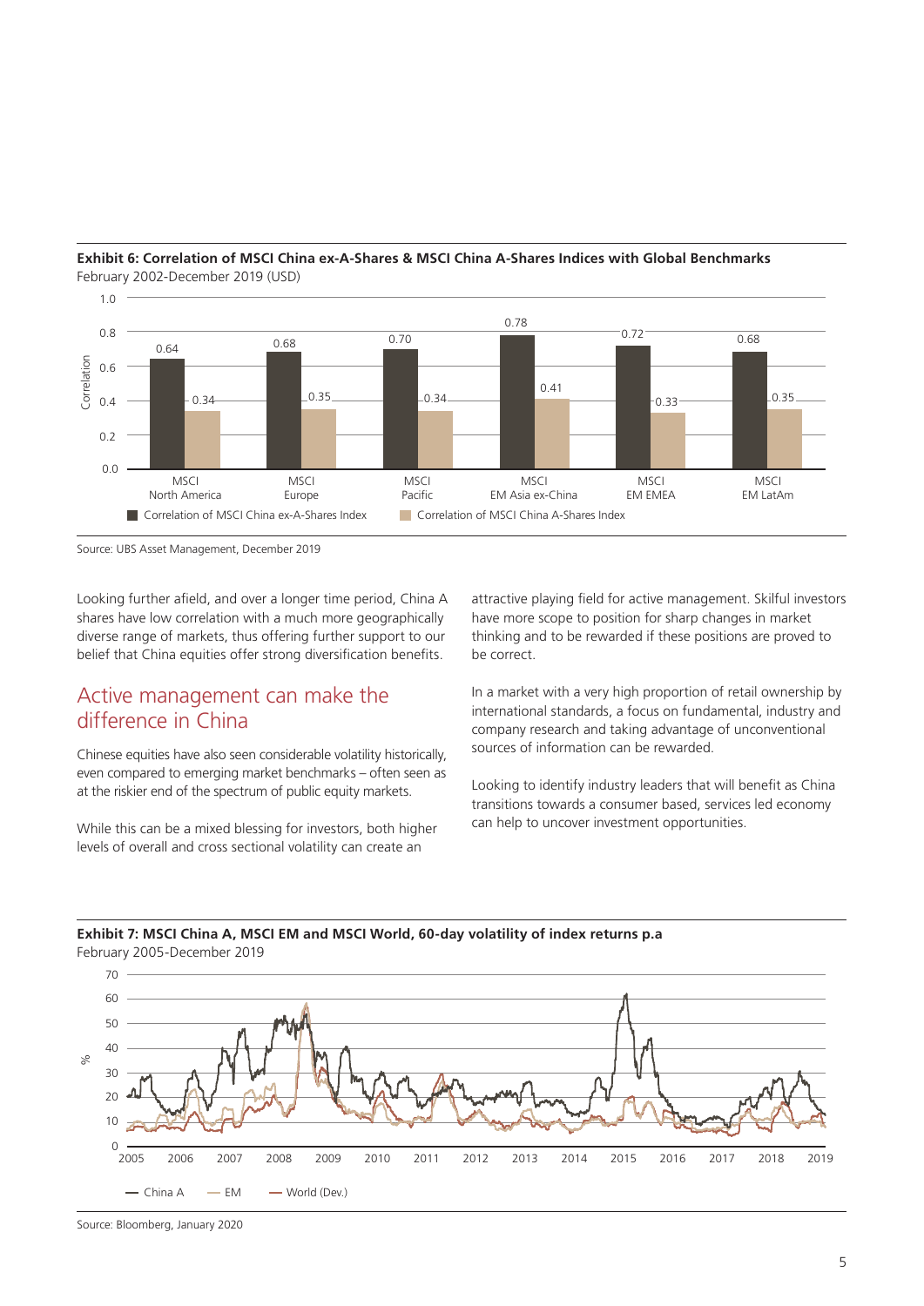**Exhibit 6: Correlation of MSCI China ex-A-Shares & MSCI China A-Shares Indices with Global Benchmarks**

February 2002-December 2019 (USD)

| | Correlation of MSCI China ex-A-Shares Index | Correlation of MSCI China A-Shares Index |
|---|---|---|
| MSCI North America | 0.64 | 0.34 |
| MSCI Europe | 0.68 | 0.35 |
| MSCI Pacific | 0.70 | 0.34 |
| MSCI EM Asia ex-China | 0.78 | 0.41 |
| MSCI EM EMEA | 0.72 | 0.33 |
| MSCI EM LatAm | 0.68 | 0.35 |

Source: UBS Asset Management, December 2019

Looking further afield, and over a longer time period, China A shares have low correlation with a much more geographically diverse range of markets, thus offering further support to our belief that China equities offer strong diversification benefits.

## Active management can make the difference in China

Chinese equities have also seen considerable volatility historically, even compared to emerging market benchmarks – often seen as at the riskier end of the spectrum of public equity markets.

While this can be a mixed blessing for investors, both higher levels of overall and cross sectional volatility can create an attractive playing field for active management. Skilful investors have more scope to position for sharp changes in market thinking and to be rewarded if these positions are proved to be correct.

In a market with a very high proportion of retail ownership by international standards, a focus on fundamental, industry and company research and taking advantage of unconventional sources of information can be rewarded.

Looking to identify industry leaders that will benefit as China transitions towards a consumer based, services led economy can help to uncover investment opportunities.

**Exhibit 7: MSCI China A, MSCI EM and MSCI World, 60-day volatility of index returns p.a**

February 2005-December 2019

Source: Bloomberg, January 2020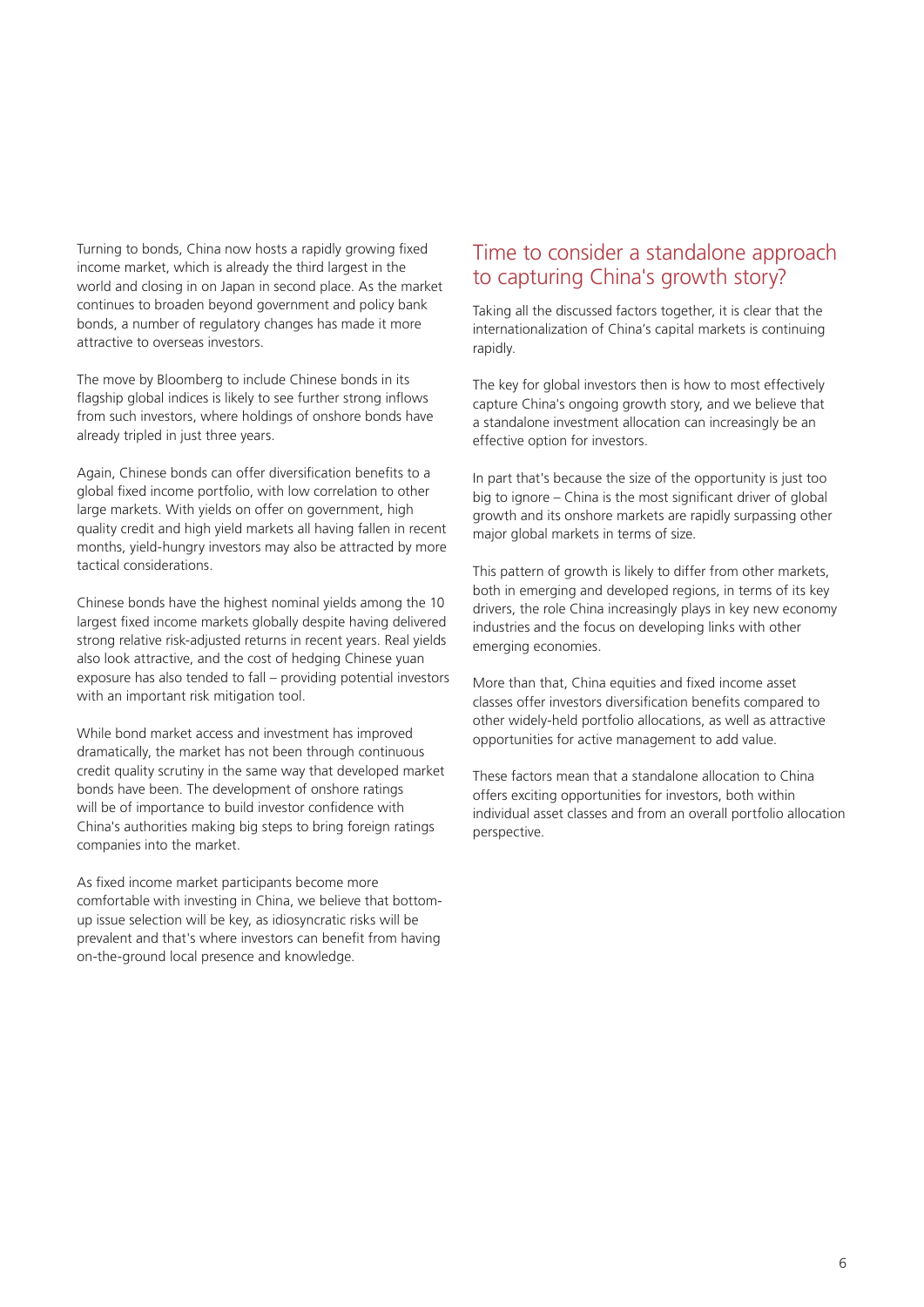Turning to bonds, China now hosts a rapidly growing fixed income market, which is already the third largest in the world and closing in on Japan in second place. As the market continues to broaden beyond government and policy bank bonds, a number of regulatory changes has made it more attractive to overseas investors.

The move by Bloomberg to include Chinese bonds in its flagship global indices is likely to see further strong inflows from such investors, where holdings of onshore bonds have already tripled in just three years.

Again, Chinese bonds can offer diversification benefits to a global fixed income portfolio, with low correlation to other large markets. With yields on offer on government, high quality credit and high yield markets all having fallen in recent months, yield-hungry investors may also be attracted by more tactical considerations.

Chinese bonds have the highest nominal yields among the 10 largest fixed income markets globally despite having delivered strong relative risk-adjusted returns in recent years. Real yields also look attractive, and the cost of hedging Chinese yuan exposure has also tended to fall – providing potential investors with an important risk mitigation tool.

While bond market access and investment has improved dramatically, the market has not been through continuous credit quality scrutiny in the same way that developed market bonds have been. The development of onshore ratings will be of importance to build investor confidence with China's authorities making big steps to bring foreign ratings companies into the market.

As fixed income market participants become more comfortable with investing in China, we believe that bottom-up issue selection will be key, as idiosyncratic risks will be prevalent and that's where investors can benefit from having on-the-ground local presence and knowledge.

## Time to consider a standalone approach to capturing China's growth story?

Taking all the discussed factors together, it is clear that the internationalization of China's capital markets is continuing rapidly.

The key for global investors then is how to most effectively capture China's ongoing growth story, and we believe that a standalone investment allocation can increasingly be an effective option for investors.

In part that's because the size of the opportunity is just too big to ignore – China is the most significant driver of global growth and its onshore markets are rapidly surpassing other major global markets in terms of size.

This pattern of growth is likely to differ from other markets, both in emerging and developed regions, in terms of its key drivers, the role China increasingly plays in key new economy industries and the focus on developing links with other emerging economies.

More than that, China equities and fixed income asset classes offer investors diversification benefits compared to other widely-held portfolio allocations, as well as attractive opportunities for active management to add value.

These factors mean that a standalone allocation to China offers exciting opportunities for investors, both within individual asset classes and from an overall portfolio allocation perspective.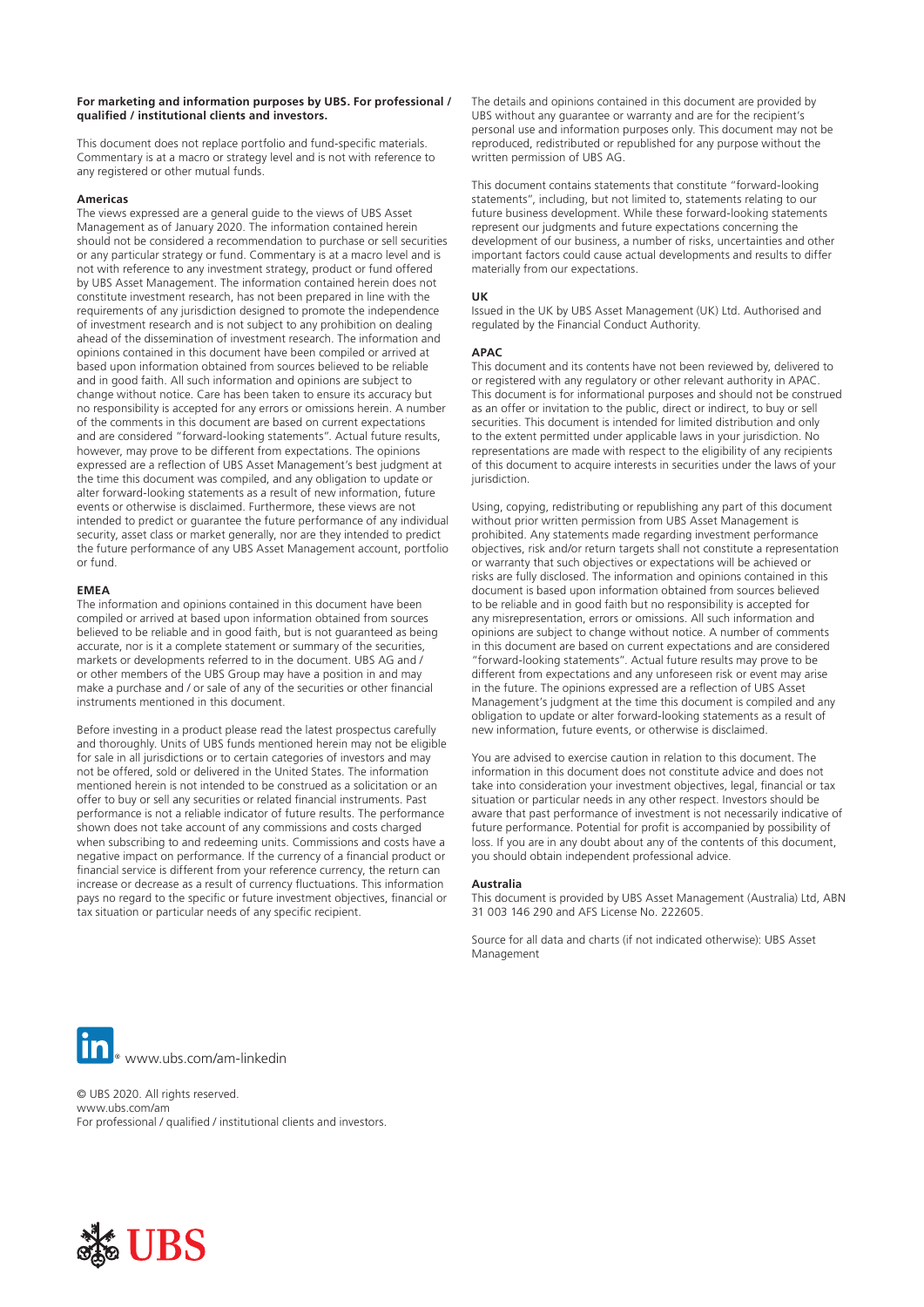**For marketing and information purposes by UBS. For professional / qualified / institutional clients and investors.**

This document does not replace portfolio and fund-specific materials. Commentary is at a macro or strategy level and is not with reference to any registered or other mutual funds.

**Americas**

The views expressed are a general guide to the views of UBS Asset Management as of January 2020. The information contained herein should not be considered a recommendation to purchase or sell securities or any particular strategy or fund. Commentary is at a macro level and is not with reference to any investment strategy, product or fund offered by UBS Asset Management. The information contained herein does not constitute investment research, has not been prepared in line with the requirements of any jurisdiction designed to promote the independence of investment research and is not subject to any prohibition on dealing ahead of the dissemination of investment research. The information and opinions contained in this document have been compiled or arrived at based upon information obtained from sources believed to be reliable and in good faith. All such information and opinions are subject to change without notice. Care has been taken to ensure its accuracy but no responsibility is accepted for any errors or omissions herein. A number of the comments in this document are based on current expectations and are considered "forward-looking statements". Actual future results, however, may prove to be different from expectations. The opinions expressed are a reflection of UBS Asset Management's best judgment at the time this document was compiled, and any obligation to update or alter forward-looking statements as a result of new information, future events or otherwise is disclaimed. Furthermore, these views are not intended to predict or guarantee the future performance of any individual security, asset class or market generally, nor are they intended to predict the future performance of any UBS Asset Management account, portfolio or fund.

**EMEA**

The information and opinions contained in this document have been compiled or arrived at based upon information obtained from sources believed to be reliable and in good faith, but is not guaranteed as being accurate, nor is it a complete statement or summary of the securities, markets or developments referred to in the document. UBS AG and / or other members of the UBS Group may have a position in and may make a purchase and / or sale of any of the securities or other financial instruments mentioned in this document.

Before investing in a product please read the latest prospectus carefully and thoroughly. Units of UBS funds mentioned herein may not be eligible for sale in all jurisdictions or to certain categories of investors and may not be offered, sold or delivered in the United States. The information mentioned herein is not intended to be construed as a solicitation or an offer to buy or sell any securities or related financial instruments. Past performance is not a reliable indicator of future results. The performance shown does not take account of any commissions and costs charged when subscribing to and redeeming units. Commissions and costs have a negative impact on performance. If the currency of a financial product or financial service is different from your reference currency, the return can increase or decrease as a result of currency fluctuations. This information pays no regard to the specific or future investment objectives, financial or tax situation or particular needs of any specific recipient.

The details and opinions contained in this document are provided by UBS without any guarantee or warranty and are for the recipient's personal use and information purposes only. This document may not be reproduced, redistributed or republished for any purpose without the written permission of UBS AG.

This document contains statements that constitute "forward-looking statements", including, but not limited to, statements relating to our future business development. While these forward-looking statements represent our judgments and future expectations concerning the development of our business, a number of risks, uncertainties and other important factors could cause actual developments and results to differ materially from our expectations.

**UK**

Issued in the UK by UBS Asset Management (UK) Ltd. Authorised and regulated by the Financial Conduct Authority.

**APAC**

This document and its contents have not been reviewed by, delivered to or registered with any regulatory or other relevant authority in APAC. This document is for informational purposes and should not be construed as an offer or invitation to the public, direct or indirect, to buy or sell securities. This document is intended for limited distribution and only to the extent permitted under applicable laws in your jurisdiction. No representations are made with respect to the eligibility of any recipients of this document to acquire interests in securities under the laws of your jurisdiction.

Using, copying, redistributing or republishing any part of this document without prior written permission from UBS Asset Management is prohibited. Any statements made regarding investment performance objectives, risk and/or return targets shall not constitute a representation or warranty that such objectives or expectations will be achieved or risks are fully disclosed. The information and opinions contained in this document is based upon information obtained from sources believed to be reliable and in good faith but no responsibility is accepted for any misrepresentation, errors or omissions. All such information and opinions are subject to change without notice. A number of comments in this document are based on current expectations and are considered "forward-looking statements". Actual future results may prove to be different from expectations and any unforeseen risk or event may arise in the future. The opinions expressed are a reflection of UBS Asset Management's judgment at the time this document is compiled and any obligation to update or alter forward-looking statements as a result of new information, future events, or otherwise is disclaimed.

You are advised to exercise caution in relation to this document. The information in this document does not constitute advice and does not take into consideration your investment objectives, legal, financial or tax situation or particular needs in any other respect. Investors should be aware that past performance of investment is not necessarily indicative of future performance. Potential for profit is accompanied by possibility of loss. If you are in any doubt about any of the contents of this document, you should obtain independent professional advice.

**Australia**

This document is provided by UBS Asset Management (Australia) Ltd, ABN 31 003 146 290 and AFS License No. 222605.

Source for all data and charts (if not indicated otherwise): UBS Asset Management

www.ubs.com/am-linkedin

© UBS 2020. All rights reserved.
www.ubs.com/am
For professional / qualified / institutional clients and investors.

UBS